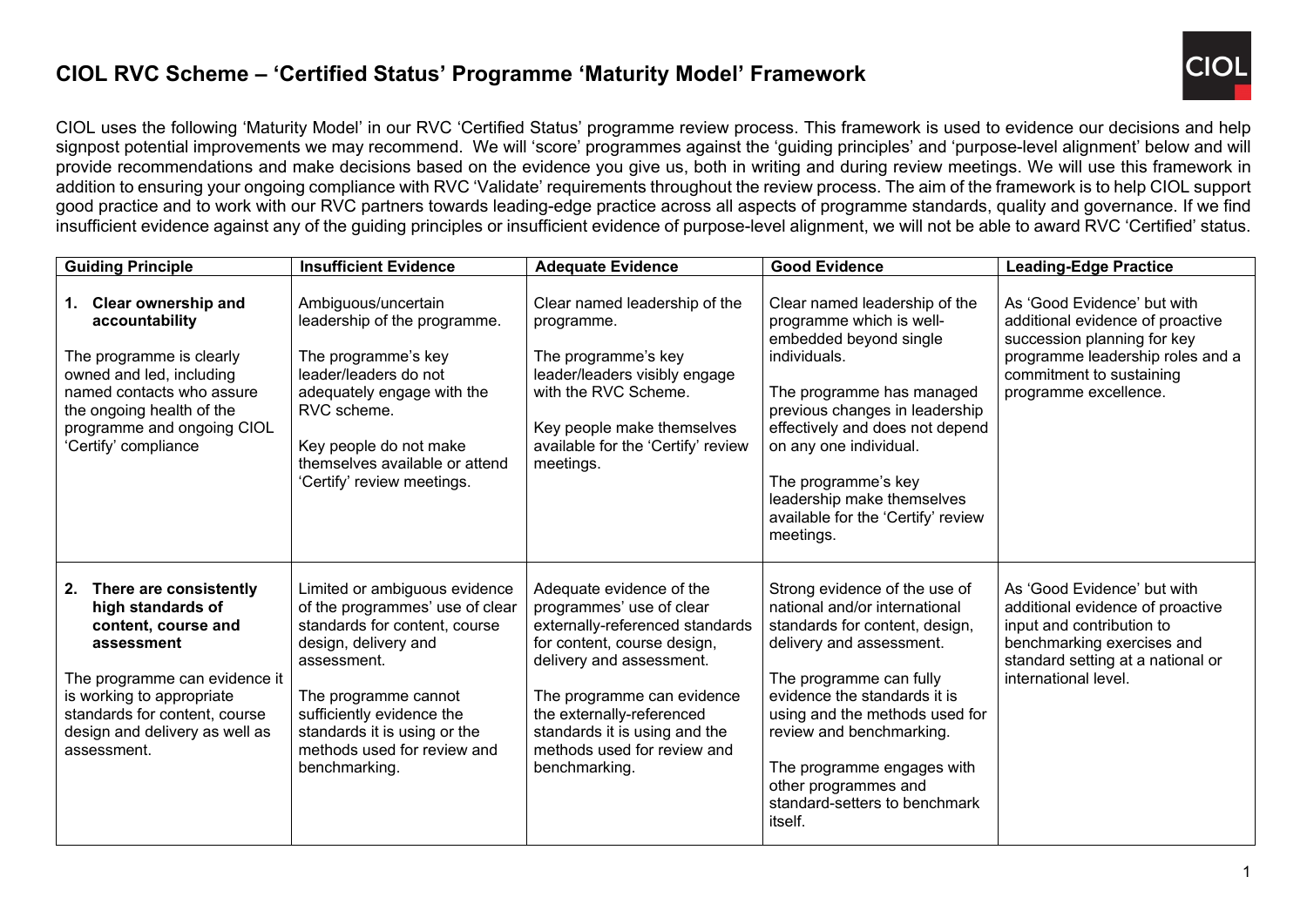# CIOL RVC Scheme – 'Certified Status' Programme 'Maturity Model' Framework

CIOL uses the following 'Maturity Model' in our RVC 'Certified Status' programme review process. This framework is used to evidence our decisions and help signpost potential improvements we may recommend. We will 'score' programmes against the 'guiding principles' and 'purpose-level alignment' below and will provide recommendations and make decisions based on the evidence you give us, both in writing and during review meetings. We will use this framework in addition to ensuring your ongoing compliance with RVC 'Validate' requirements throughout the review process. The aim of the framework is to help CIOL support good practice and to work with our RVC partners towards leading-edge practice across all aspects of programme standards, quality and governance. If we find insufficient evidence against any of the guiding principles or insufficient evidence of purpose-level alignment, we will not be able to award RVC 'Certified' status.

| Guiding Principle | Insufficient Evidence | Adequate Evidence | Good Evidence | Leading-Edge Practice |
|---|---|---|---|---|
| **1. Clear ownership and accountability**<br><br>The programme is clearly owned and led, including named contacts who assure the ongoing health of the programme and ongoing CIOL 'Certify' compliance | Ambiguous/uncertain leadership of the programme.<br><br>The programme's key leader/leaders do not adequately engage with the RVC scheme.<br><br>Key people do not make themselves available or attend 'Certify' review meetings. | Clear named leadership of the programme.<br><br>The programme's key leader/leaders visibly engage with the RVC Scheme.<br><br>Key people make themselves available for the 'Certify' review meetings. | Clear named leadership of the programme which is well-embedded beyond single individuals.<br><br>The programme has managed previous changes in leadership effectively and does not depend on any one individual.<br><br>The programme's key leadership make themselves available for the 'Certify' review meetings. | As 'Good Evidence' but with additional evidence of proactive succession planning for key programme leadership roles and a commitment to sustaining programme excellence. |
| **2. There are consistently high standards of content, course and assessment**<br><br>The programme can evidence it is working to appropriate standards for content, course design and delivery as well as assessment. | Limited or ambiguous evidence of the programmes' use of clear standards for content, course design, delivery and assessment.<br><br>The programme cannot sufficiently evidence the standards it is using or the methods used for review and benchmarking. | Adequate evidence of the programmes' use of clear externally-referenced standards for content, course design, delivery and assessment.<br><br>The programme can evidence the externally-referenced standards it is using and the methods used for review and benchmarking. | Strong evidence of the use of national and/or international standards for content, design, delivery and assessment.<br><br>The programme can fully evidence the standards it is using and the methods used for review and benchmarking.<br><br>The programme engages with other programmes and standard-setters to benchmark itself. | As 'Good Evidence' but with additional evidence of proactive input and contribution to benchmarking exercises and standard setting at a national or international level. |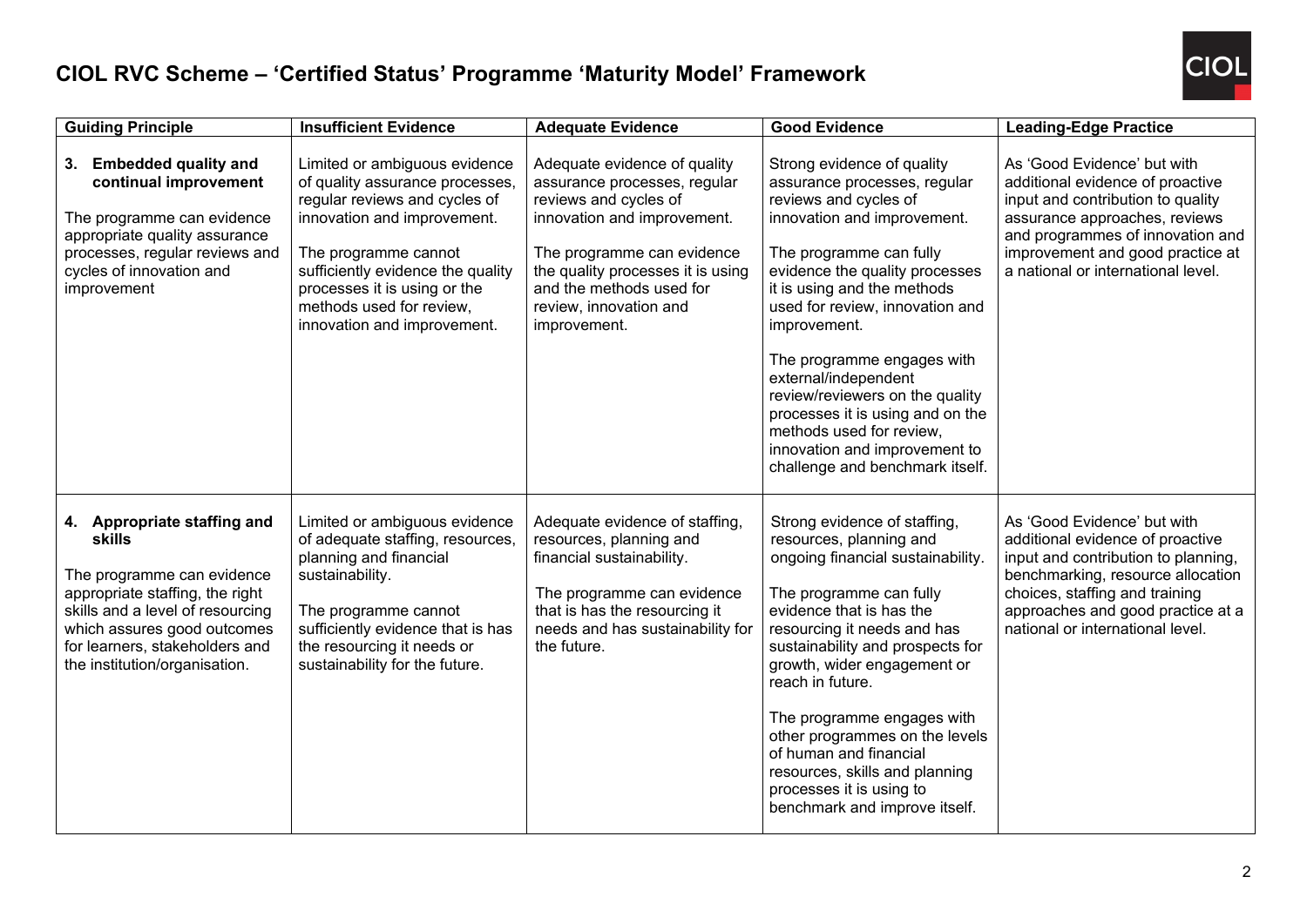# CIOL RVC Scheme – 'Certified Status' Programme 'Maturity Model' Framework

| Guiding Principle | Insufficient Evidence | Adequate Evidence | Good Evidence | Leading-Edge Practice |
|---|---|---|---|---|
| **3. Embedded quality and continual improvement**<br><br>The programme can evidence appropriate quality assurance processes, regular reviews and cycles of innovation and improvement | Limited or ambiguous evidence of quality assurance processes, regular reviews and cycles of innovation and improvement.<br><br>The programme cannot sufficiently evidence the quality processes it is using or the methods used for review, innovation and improvement. | Adequate evidence of quality assurance processes, regular reviews and cycles of innovation and improvement.<br><br>The programme can evidence the quality processes it is using and the methods used for review, innovation and improvement. | Strong evidence of quality assurance processes, regular reviews and cycles of innovation and improvement.<br><br>The programme can fully evidence the quality processes it is using and the methods used for review, innovation and improvement.<br><br>The programme engages with external/independent review/reviewers on the quality processes it is using and on the methods used for review, innovation and improvement to challenge and benchmark itself. | As 'Good Evidence' but with additional evidence of proactive input and contribution to quality assurance approaches, reviews and programmes of innovation and improvement and good practice at a national or international level. |
| **4. Appropriate staffing and skills**<br><br>The programme can evidence appropriate staffing, the right skills and a level of resourcing which assures good outcomes for learners, stakeholders and the institution/organisation. | Limited or ambiguous evidence of adequate staffing, resources, planning and financial sustainability.<br><br>The programme cannot sufficiently evidence that is has the resourcing it needs or sustainability for the future. | Adequate evidence of staffing, resources, planning and financial sustainability.<br><br>The programme can evidence that is has the resourcing it needs and has sustainability for the future. | Strong evidence of staffing, resources, planning and ongoing financial sustainability.<br><br>The programme can fully evidence that is has the resourcing it needs and has sustainability and prospects for growth, wider engagement or reach in future.<br><br>The programme engages with other programmes on the levels of human and financial resources, skills and planning processes it is using to benchmark and improve itself. | As 'Good Evidence' but with additional evidence of proactive input and contribution to planning, benchmarking, resource allocation choices, staffing and training approaches and good practice at a national or international level. |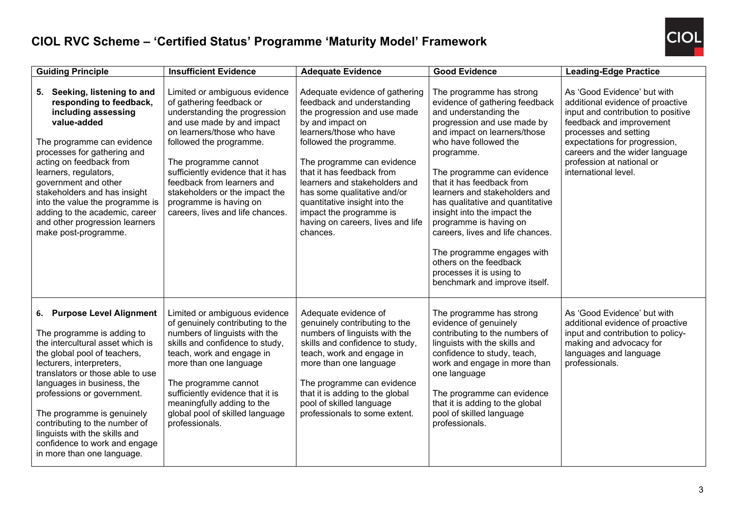# CIOL RVC Scheme – 'Certified Status' Programme 'Maturity Model' Framework

| Guiding Principle | Insufficient Evidence | Adequate Evidence | Good Evidence | Leading-Edge Practice |
|---|---|---|---|---|
| **5. Seeking, listening to and responding to feedback, including assessing value-added**<br><br>The programme can evidence processes for gathering and acting on feedback from learners, regulators, government and other stakeholders and has insight into the value the programme is adding to the academic, career and other progression learners make post-programme. | Limited or ambiguous evidence of gathering feedback or understanding the progression and use made by and impact on learners/those who have followed the programme.<br><br>The programme cannot sufficiently evidence that it has feedback from learners and stakeholders or the impact the programme is having on careers, lives and life chances. | Adequate evidence of gathering feedback and understanding the progression and use made by and impact on learners/those who have followed the programme.<br><br>The programme can evidence that it has feedback from learners and stakeholders and has some qualitative and/or quantitative insight into the impact the programme is having on careers, lives and life chances. | The programme has strong evidence of gathering feedback and understanding the progression and use made by and impact on learners/those who have followed the programme.<br><br>The programme can evidence that it has feedback from learners and stakeholders and has qualitative and quantitative insight into the impact the programme is having on careers, lives and life chances.<br><br>The programme engages with others on the feedback processes it is using to benchmark and improve itself. | As 'Good Evidence' but with additional evidence of proactive input and contribution to positive feedback and improvement processes and setting expectations for progression, careers and the wider language profession at national or international level. |
| **6. Purpose Level Alignment**<br><br>The programme is adding to the intercultural asset which is the global pool of teachers, lecturers, interpreters, translators or those able to use languages in business, the professions or government.<br><br>The programme is genuinely contributing to the number of linguists with the skills and confidence to work and engage in more than one language. | Limited or ambiguous evidence of genuinely contributing to the numbers of linguists with the skills and confidence to study, teach, work and engage in more than one language<br><br>The programme cannot sufficiently evidence that it is meaningfully adding to the global pool of skilled language professionals. | Adequate evidence of genuinely contributing to the numbers of linguists with the skills and confidence to study, teach, work and engage in more than one language<br><br>The programme can evidence that it is adding to the global pool of skilled language professionals to some extent. | The programme has strong evidence of genuinely contributing to the numbers of linguists with the skills and confidence to study, teach, work and engage in more than one language<br><br>The programme can evidence that it is adding to the global pool of skilled language professionals. | As 'Good Evidence' but with additional evidence of proactive input and contribution to policy-making and advocacy for languages and language professionals. |